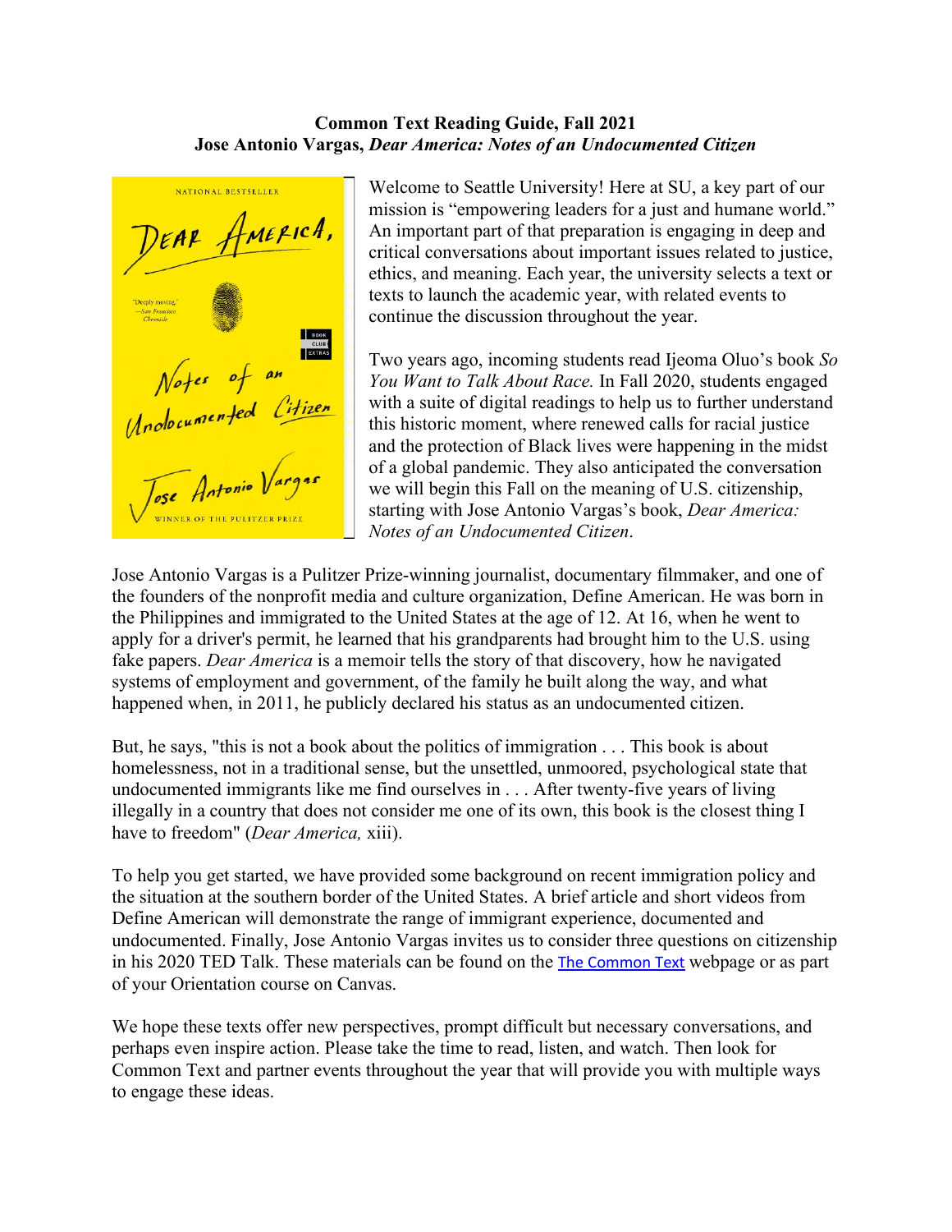**Common Text Reading Guide, Fall 2021**
**Jose Antonio Vargas, *Dear America: Notes of an Undocumented Citizen***

Welcome to Seattle University! Here at SU, a key part of our mission is "empowering leaders for a just and humane world." An important part of that preparation is engaging in deep and critical conversations about important issues related to justice, ethics, and meaning. Each year, the university selects a text or texts to launch the academic year, with related events to continue the discussion throughout the year.

Two years ago, incoming students read Ijeoma Oluo's book *So You Want to Talk About Race.* In Fall 2020, students engaged with a suite of digital readings to help us to further understand this historic moment, where renewed calls for racial justice and the protection of Black lives were happening in the midst of a global pandemic. They also anticipated the conversation we will begin this Fall on the meaning of U.S. citizenship, starting with Jose Antonio Vargas's book, *Dear America: Notes of an Undocumented Citizen*.

Jose Antonio Vargas is a Pulitzer Prize-winning journalist, documentary filmmaker, and one of the founders of the nonprofit media and culture organization, Define American. He was born in the Philippines and immigrated to the United States at the age of 12. At 16, when he went to apply for a driver's permit, he learned that his grandparents had brought him to the U.S. using fake papers. *Dear America* is a memoir tells the story of that discovery, how he navigated systems of employment and government, of the family he built along the way, and what happened when, in 2011, he publicly declared his status as an undocumented citizen.

But, he says, "this is not a book about the politics of immigration . . . This book is about homelessness, not in a traditional sense, but the unsettled, unmoored, psychological state that undocumented immigrants like me find ourselves in . . . After twenty-five years of living illegally in a country that does not consider me one of its own, this book is the closest thing I have to freedom" (*Dear America,* xiii).

To help you get started, we have provided some background on recent immigration policy and the situation at the southern border of the United States. A brief article and short videos from Define American will demonstrate the range of immigrant experience, documented and undocumented. Finally, Jose Antonio Vargas invites us to consider three questions on citizenship in his 2020 TED Talk. These materials can be found on the The Common Text webpage or as part of your Orientation course on Canvas.

We hope these texts offer new perspectives, prompt difficult but necessary conversations, and perhaps even inspire action. Please take the time to read, listen, and watch. Then look for Common Text and partner events throughout the year that will provide you with multiple ways to engage these ideas.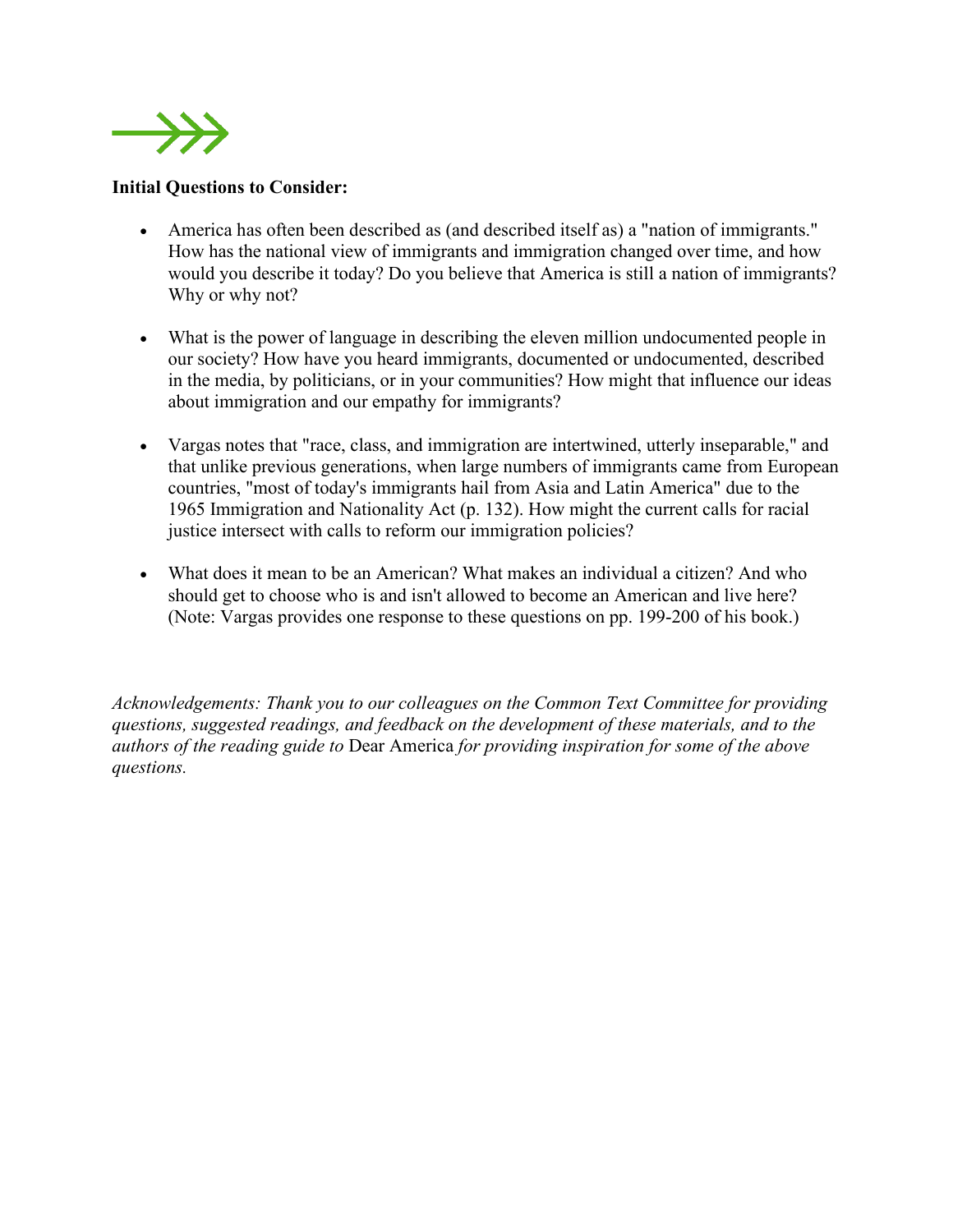**Initial Questions to Consider:**

- America has often been described as (and described itself as) a "nation of immigrants." How has the national view of immigrants and immigration changed over time, and how would you describe it today? Do you believe that America is still a nation of immigrants? Why or why not?

- What is the power of language in describing the eleven million undocumented people in our society? How have you heard immigrants, documented or undocumented, described in the media, by politicians, or in your communities? How might that influence our ideas about immigration and our empathy for immigrants?

- Vargas notes that "race, class, and immigration are intertwined, utterly inseparable," and that unlike previous generations, when large numbers of immigrants came from European countries, "most of today's immigrants hail from Asia and Latin America" due to the 1965 Immigration and Nationality Act (p. 132). How might the current calls for racial justice intersect with calls to reform our immigration policies?

- What does it mean to be an American? What makes an individual a citizen? And who should get to choose who is and isn't allowed to become an American and live here? (Note: Vargas provides one response to these questions on pp. 199-200 of his book.)

*Acknowledgements: Thank you to our colleagues on the Common Text Committee for providing questions, suggested readings, and feedback on the development of these materials, and to the authors of the reading guide to* Dear America *for providing inspiration for some of the above questions.*